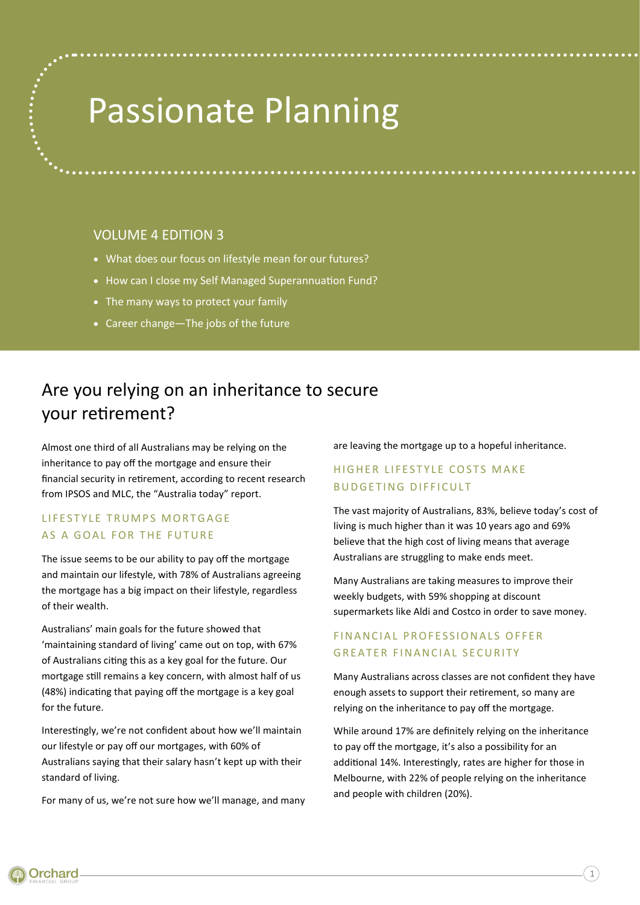# Passionate Planning

## VOLUME 4 EDITION 3

- What does our focus on lifestyle mean for our futures?
- How can I close my Self Managed Superannuation Fund?
- The many ways to protect your family
- Career change—The jobs of the future

## Are you relying on an inheritance to secure your retirement?

Almost one third of all Australians may be relying on the inheritance to pay off the mortgage and ensure their financial security in retirement, according to recent research from IPSOS and MLC, the "Australia today" report.

### LIFESTYLE TRUMPS MORTGAGE AS A GOAL FOR THE FUTURE

The issue seems to be our ability to pay off the mortgage and maintain our lifestyle, with 78% of Australians agreeing the mortgage has a big impact on their lifestyle, regardless of their wealth.

Australians' main goals for the future showed that 'maintaining standard of living' came out on top, with 67% of Australians citing this as a key goal for the future. Our mortgage still remains a key concern, with almost half of us (48%) indicating that paying off the mortgage is a key goal for the future.

Interestingly, we're not confident about how we'll maintain our lifestyle or pay off our mortgages, with 60% of Australians saying that their salary hasn't kept up with their standard of living.

For many of us, we're not sure how we'll manage, and many are leaving the mortgage up to a hopeful inheritance.

### HIGHER LIFESTYLE COSTS MAKE BUDGETING DIFFICULT

The vast majority of Australians, 83%, believe today's cost of living is much higher than it was 10 years ago and 69% believe that the high cost of living means that average Australians are struggling to make ends meet.

Many Australians are taking measures to improve their weekly budgets, with 59% shopping at discount supermarkets like Aldi and Costco in order to save money.

### FINANCIAL PROFESSIONALS OFFER GREATER FINANCIAL SECURITY

Many Australians across classes are not confident they have enough assets to support their retirement, so many are relying on the inheritance to pay off the mortgage.

While around 17% are definitely relying on the inheritance to pay off the mortgage, it's also a possibility for an additional 14%. Interestingly, rates are higher for those in Melbourne, with 22% of people relying on the inheritance and people with children (20%).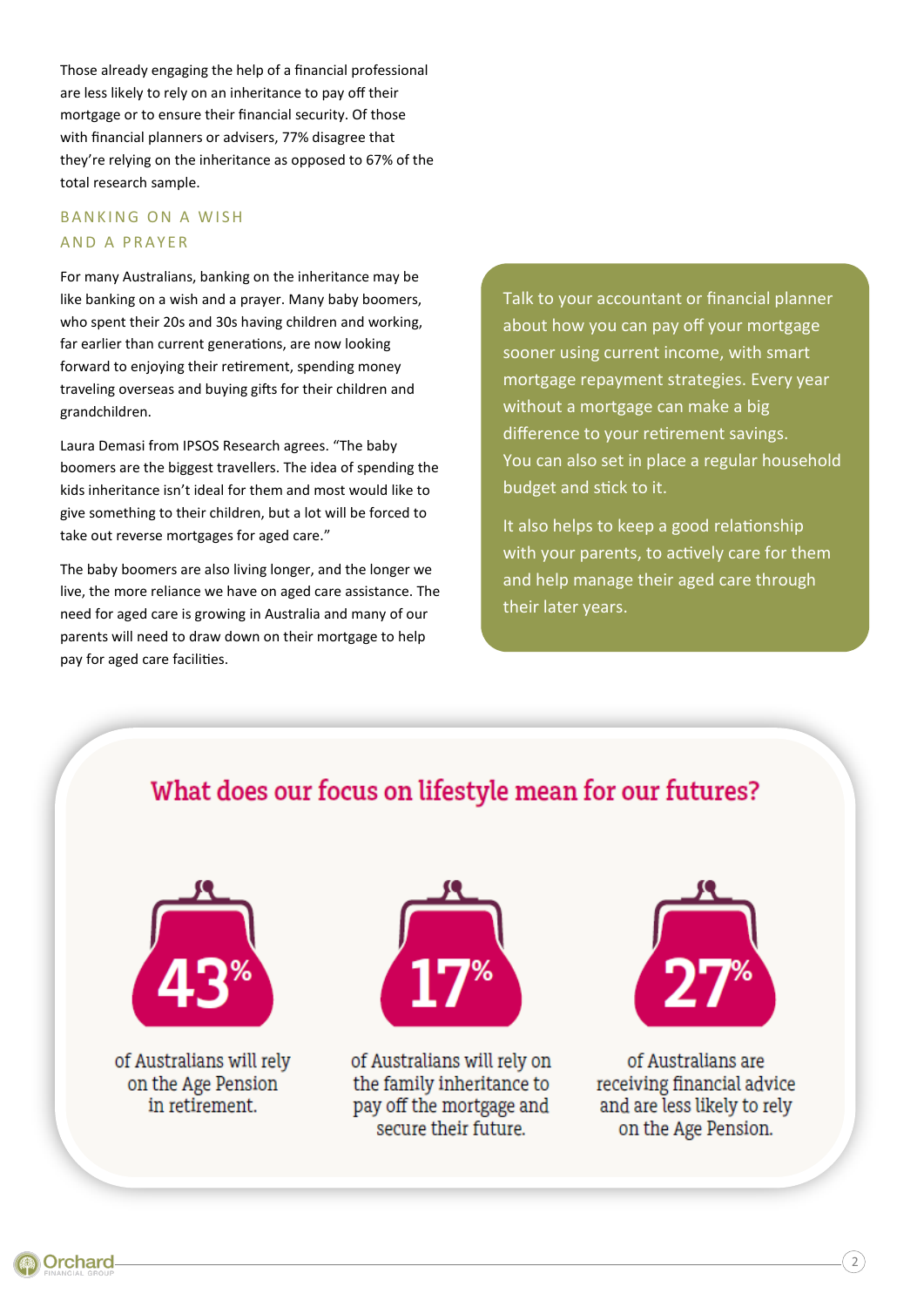Those already engaging the help of a financial professional are less likely to rely on an inheritance to pay off their mortgage or to ensure their financial security. Of those with financial planners or advisers, 77% disagree that they're relying on the inheritance as opposed to 67% of the total research sample.

## BANKING ON A WISH AND A PRAYER

For many Australians, banking on the inheritance may be like banking on a wish and a prayer. Many baby boomers, who spent their 20s and 30s having children and working, far earlier than current generations, are now looking forward to enjoying their retirement, spending money traveling overseas and buying gifts for their children and grandchildren.

Laura Demasi from IPSOS Research agrees. "The baby boomers are the biggest travellers. The idea of spending the kids inheritance isn't ideal for them and most would like to give something to their children, but a lot will be forced to take out reverse mortgages for aged care."

The baby boomers are also living longer, and the longer we live, the more reliance we have on aged care assistance. The need for aged care is growing in Australia and many of our parents will need to draw down on their mortgage to help pay for aged care facilities.

Talk to your accountant or financial planner about how you can pay off your mortgage sooner using current income, with smart mortgage repayment strategies. Every year without a mortgage can make a big difference to your retirement savings. You can also set in place a regular household budget and stick to it.

It also helps to keep a good relationship with your parents, to actively care for them and help manage their aged care through their later years.

## What does our focus on lifestyle mean for our futures?

**43%** of Australians will rely on the Age Pension in retirement.

**17%** of Australians will rely on the family inheritance to pay off the mortgage and secure their future.

**27%** of Australians are receiving financial advice and are less likely to rely on the Age Pension.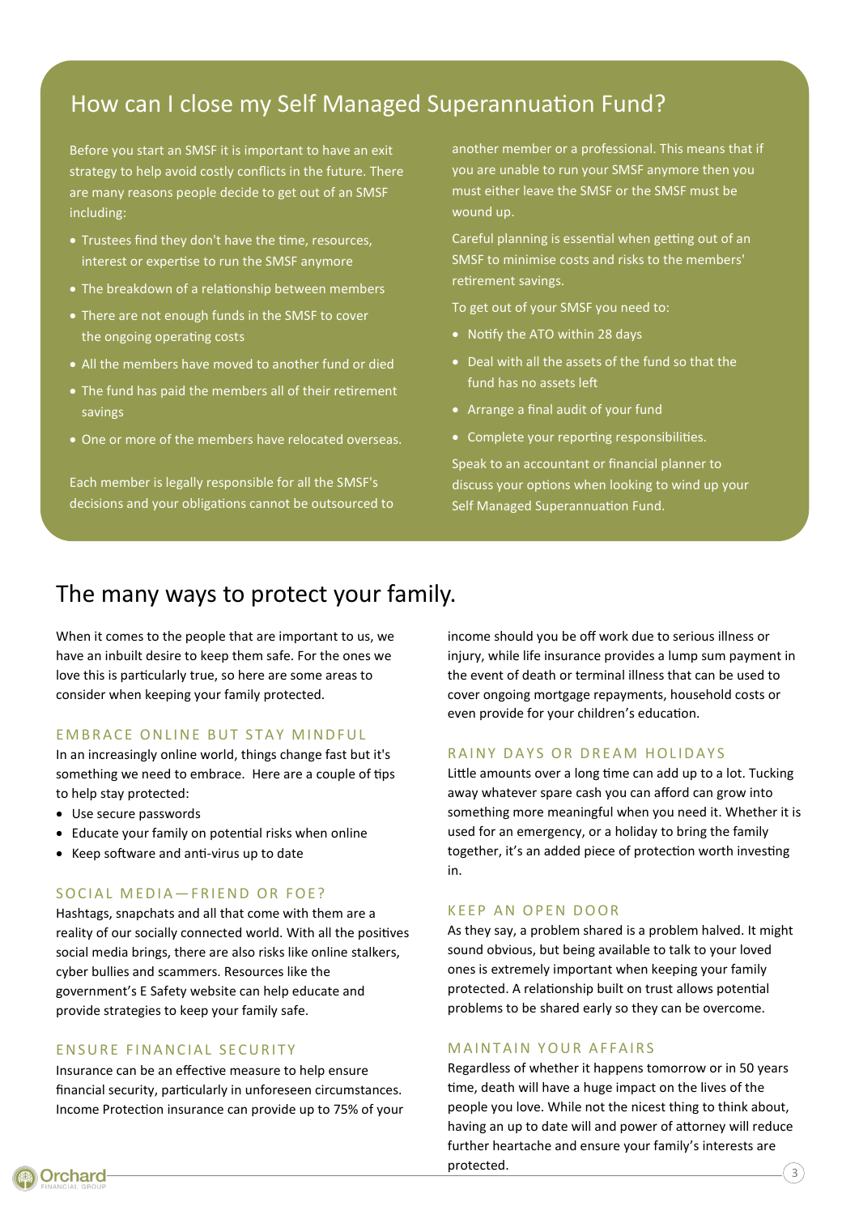## How can I close my Self Managed Superannuation Fund?

Before you start an SMSF it is important to have an exit strategy to help avoid costly conflicts in the future. There are many reasons people decide to get out of an SMSF including:

- Trustees find they don't have the time, resources, interest or expertise to run the SMSF anymore
- The breakdown of a relationship between members
- There are not enough funds in the SMSF to cover the ongoing operating costs
- All the members have moved to another fund or died
- The fund has paid the members all of their retirement savings
- One or more of the members have relocated overseas.

Each member is legally responsible for all the SMSF's decisions and your obligations cannot be outsourced to another member or a professional. This means that if you are unable to run your SMSF anymore then you must either leave the SMSF or the SMSF must be wound up.

Careful planning is essential when getting out of an SMSF to minimise costs and risks to the members' retirement savings.

To get out of your SMSF you need to:

- Notify the ATO within 28 days
- Deal with all the assets of the fund so that the fund has no assets left
- Arrange a final audit of your fund
- Complete your reporting responsibilities.

Speak to an accountant or financial planner to discuss your options when looking to wind up your Self Managed Superannuation Fund.

# The many ways to protect your family.

When it comes to the people that are important to us, we have an inbuilt desire to keep them safe. For the ones we love this is particularly true, so here are some areas to consider when keeping your family protected.

### EMBRACE ONLINE BUT STAY MINDFUL

In an increasingly online world, things change fast but it's something we need to embrace. Here are a couple of tips to help stay protected:

- Use secure passwords
- Educate your family on potential risks when online
- Keep software and anti-virus up to date

### SOCIAL MEDIA—FRIEND OR FOE?

Hashtags, snapchats and all that come with them are a reality of our socially connected world. With all the positives social media brings, there are also risks like online stalkers, cyber bullies and scammers. Resources like the government's E Safety website can help educate and provide strategies to keep your family safe.

### ENSURE FINANCIAL SECURITY

Insurance can be an effective measure to help ensure financial security, particularly in unforeseen circumstances. Income Protection insurance can provide up to 75% of your income should you be off work due to serious illness or injury, while life insurance provides a lump sum payment in the event of death or terminal illness that can be used to cover ongoing mortgage repayments, household costs or even provide for your children's education.

### RAINY DAYS OR DREAM HOLIDAYS

Little amounts over a long time can add up to a lot. Tucking away whatever spare cash you can afford can grow into something more meaningful when you need it. Whether it is used for an emergency, or a holiday to bring the family together, it's an added piece of protection worth investing in.

### KEEP AN OPEN DOOR

As they say, a problem shared is a problem halved. It might sound obvious, but being available to talk to your loved ones is extremely important when keeping your family protected. A relationship built on trust allows potential problems to be shared early so they can be overcome.

### MAINTAIN YOUR AFFAIRS

Regardless of whether it happens tomorrow or in 50 years time, death will have a huge impact on the lives of the people you love. While not the nicest thing to think about, having an up to date will and power of attorney will reduce further heartache and ensure your family's interests are protected.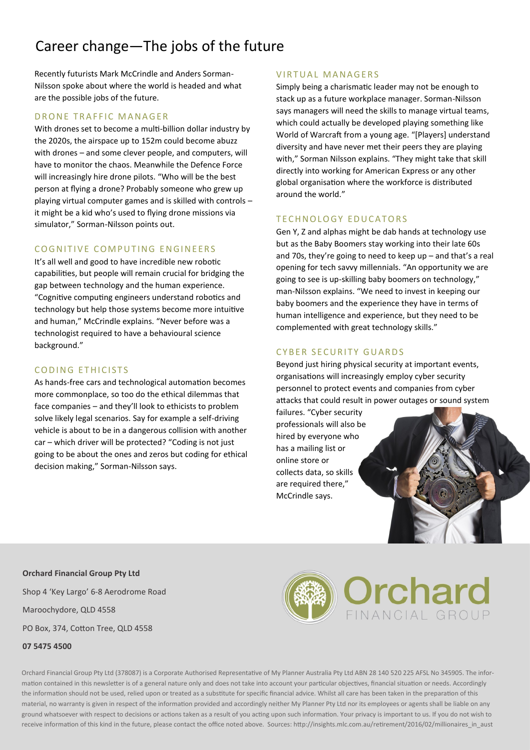# Career change—The jobs of the future

Recently futurists Mark McCrindle and Anders Sorman-Nilsson spoke about where the world is headed and what are the possible jobs of the future.

## DRONE TRAFFIC MANAGER

With drones set to become a multi-billion dollar industry by the 2020s, the airspace up to 152m could become abuzz with drones – and some clever people, and computers, will have to monitor the chaos. Meanwhile the Defence Force will increasingly hire drone pilots. "Who will be the best person at flying a drone? Probably someone who grew up playing virtual computer games and is skilled with controls – it might be a kid who's used to flying drone missions via simulator," Sorman-Nilsson points out.

## COGNITIVE COMPUTING ENGINEERS

It's all well and good to have incredible new robotic capabilities, but people will remain crucial for bridging the gap between technology and the human experience. "Cognitive computing engineers understand robotics and technology but help those systems become more intuitive and human," McCrindle explains. "Never before was a technologist required to have a behavioural science background."

## CODING ETHICISTS

As hands-free cars and technological automation becomes more commonplace, so too do the ethical dilemmas that face companies – and they'll look to ethicists to problem solve likely legal scenarios. Say for example a self-driving vehicle is about to be in a dangerous collision with another car – which driver will be protected? "Coding is not just going to be about the ones and zeros but coding for ethical decision making," Sorman-Nilsson says.

## VIRTUAL MANAGERS

Simply being a charismatic leader may not be enough to stack up as a future workplace manager. Sorman-Nilsson says managers will need the skills to manage virtual teams, which could actually be developed playing something like World of Warcraft from a young age. "[Players] understand diversity and have never met their peers they are playing with," Sorman Nilsson explains. "They might take that skill directly into working for American Express or any other global organisation where the workforce is distributed around the world."

## TECHNOLOGY EDUCATORS

Gen Y, Z and alphas might be dab hands at technology use but as the Baby Boomers stay working into their late 60s and 70s, they're going to need to keep up – and that's a real opening for tech savvy millennials. "An opportunity we are going to see is up-skilling baby boomers on technology," man-Nilsson explains. "We need to invest in keeping our baby boomers and the experience they have in terms of human intelligence and experience, but they need to be complemented with great technology skills."

## CYBER SECURITY GUARDS

Beyond just hiring physical security at important events, organisations will increasingly employ cyber security personnel to protect events and companies from cyber attacks that could result in power outages or sound system failures. "Cyber security professionals will also be hired by everyone who has a mailing list or online store or collects data, so skills are required there," McCrindle says.

**Orchard Financial Group Pty Ltd**

Shop 4 'Key Largo' 6-8 Aerodrome Road

Maroochydore, QLD 4558

PO Box, 374, Cotton Tree, QLD 4558

**07 5475 4500**

Orchard FINANCIAL GROUP

Orchard Financial Group Pty Ltd (378087) is a Corporate Authorised Representative of My Planner Australia Pty Ltd ABN 28 140 520 225 AFSL No 345905. The information contained in this newsletter is of a general nature only and does not take into account your particular objectives, financial situation or needs. Accordingly the information should not be used, relied upon or treated as a substitute for specific financial advice. Whilst all care has been taken in the preparation of this material, no warranty is given in respect of the information provided and accordingly neither My Planner Pty Ltd nor its employees or agents shall be liable on any ground whatsoever with respect to decisions or actions taken as a result of you acting upon such information. Your privacy is important to us. If you do not wish to receive information of this kind in the future, please contact the office noted above. Sources: http://insights.mlc.com.au/retirement/2016/02/millionaires_in_aust